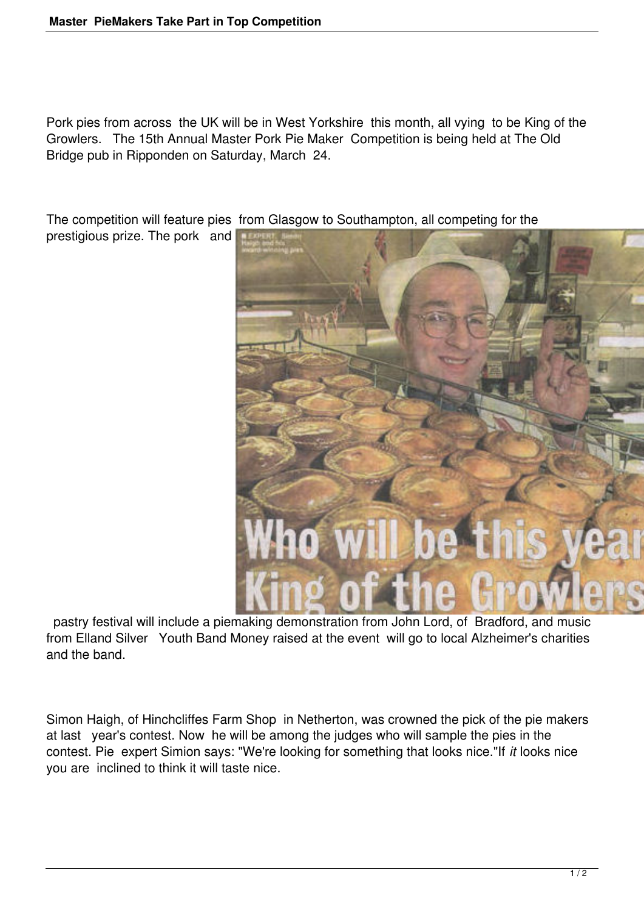Pork pies from across the UK will be in West Yorkshire this month, all vying to be King of the Growlers. The 15th Annual Master Pork Pie Maker Competition is being held at The Old Bridge pub in Ripponden on Saturday, March 24.

The competition will feature pies from Glasgow to Southampton, all competing for the prestigious prize. The pork and pastry festival will include a piemaking demonstration from John Lord, of Bradford, and music from Elland Silver Youth Band Money raised at the event will go to local Alzheimer's charities and the band.

Simon Haigh, of Hinchcliffes Farm Shop in Netherton, was crowned the pick of the pie makers at last year's contest. Now he will be among the judges who will sample the pies in the contest. Pie expert Simion says: "We're looking for something that looks nice."If *it* looks nice you are inclined to think it will taste nice.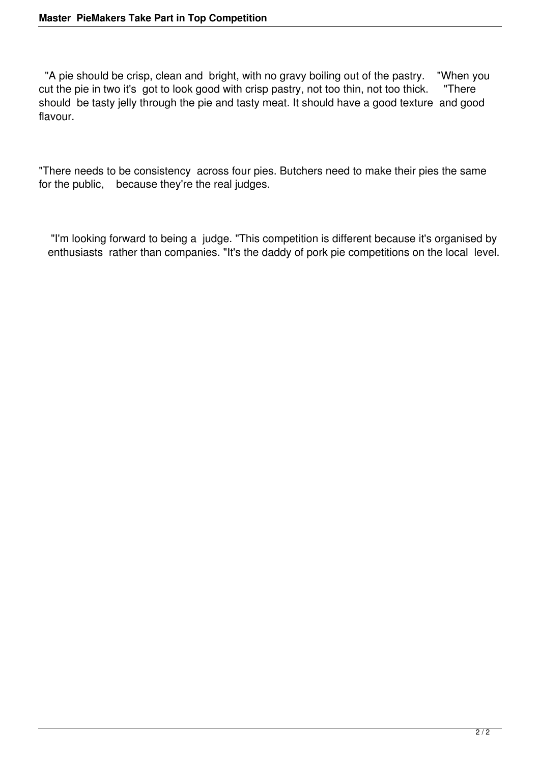"A pie should be crisp, clean and bright, with no gravy boiling out of the pastry. "When you cut the pie in two it's got to look good with crisp pastry, not too thin, not too thick. "There should be tasty jelly through the pie and tasty meat. It should have a good texture and good flavour.

"There needs to be consistency across four pies. Butchers need to make their pies the same for the public, because they're the real judges.

"I'm looking forward to being a judge. "This competition is different because it's organised by enthusiasts rather than companies. "It's the daddy of pork pie competitions on the local level.